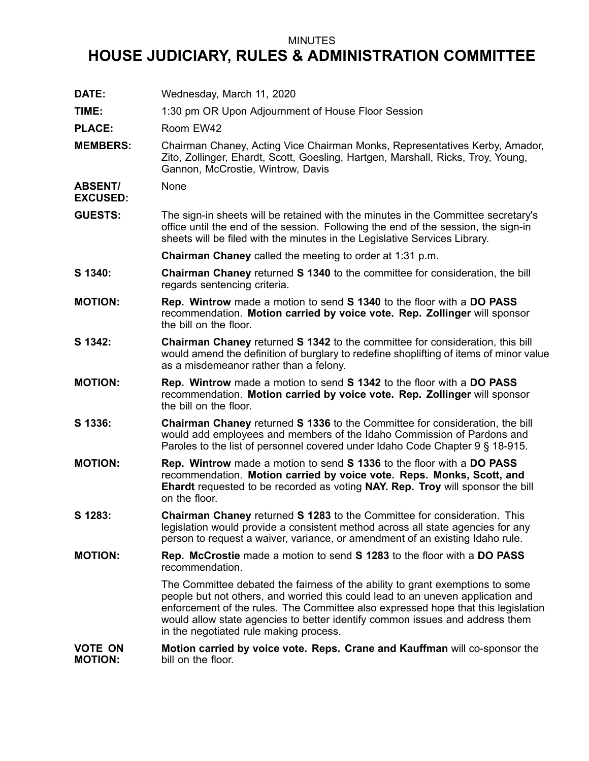MINUTES

# HOUSE JUDICIARY, RULES & ADMINISTRATION COMMITTEE

**DATE:** Wednesday, March 11, 2020

**TIME:** 1:30 pm OR Upon Adjournment of House Floor Session

**PLACE:** Room EW42

**MEMBERS:** Chairman Chaney, Acting Vice Chairman Monks, Representatives Kerby, Amador, Zito, Zollinger, Ehardt, Scott, Goesling, Hartgen, Marshall, Ricks, Troy, Young, Gannon, McCrostie, Wintrow, Davis

**ABSENT/ EXCUSED:** None

**GUESTS:** The sign-in sheets will be retained with the minutes in the Committee secretary's office until the end of the session. Following the end of the session, the sign-in sheets will be filed with the minutes in the Legislative Services Library.

**Chairman Chaney** called the meeting to order at 1:31 p.m.

**S 1340:** **Chairman Chaney** returned **S 1340** to the committee for consideration, the bill regards sentencing criteria.

**MOTION:** **Rep. Wintrow** made a motion to send **S 1340** to the floor with a **DO PASS** recommendation. **Motion carried by voice vote. Rep. Zollinger** will sponsor the bill on the floor.

**S 1342:** **Chairman Chaney** returned **S 1342** to the committee for consideration, this bill would amend the definition of burglary to redefine shoplifting of items of minor value as a misdemeanor rather than a felony.

**MOTION:** **Rep. Wintrow** made a motion to send **S 1342** to the floor with a **DO PASS** recommendation. **Motion carried by voice vote. Rep. Zollinger** will sponsor the bill on the floor.

**S 1336:** **Chairman Chaney** returned **S 1336** to the Committee for consideration, the bill would add employees and members of the Idaho Commission of Pardons and Paroles to the list of personnel covered under Idaho Code Chapter 9 § 18-915.

**MOTION:** **Rep. Wintrow** made a motion to send **S 1336** to the floor with a **DO PASS** recommendation. **Motion carried by voice vote. Reps. Monks, Scott, and Ehardt** requested to be recorded as voting **NAY. Rep. Troy** will sponsor the bill on the floor.

**S 1283:** **Chairman Chaney** returned **S 1283** to the Committee for consideration. This legislation would provide a consistent method across all state agencies for any person to request a waiver, variance, or amendment of an existing Idaho rule.

**MOTION:** **Rep. McCrostie** made a motion to send **S 1283** to the floor with a **DO PASS** recommendation.

The Committee debated the fairness of the ability to grant exemptions to some people but not others, and worried this could lead to an uneven application and enforcement of the rules. The Committee also expressed hope that this legislation would allow state agencies to better identify common issues and address them in the negotiated rule making process.

**VOTE ON MOTION:** **Motion carried by voice vote. Reps. Crane and Kauffman** will co-sponsor the bill on the floor.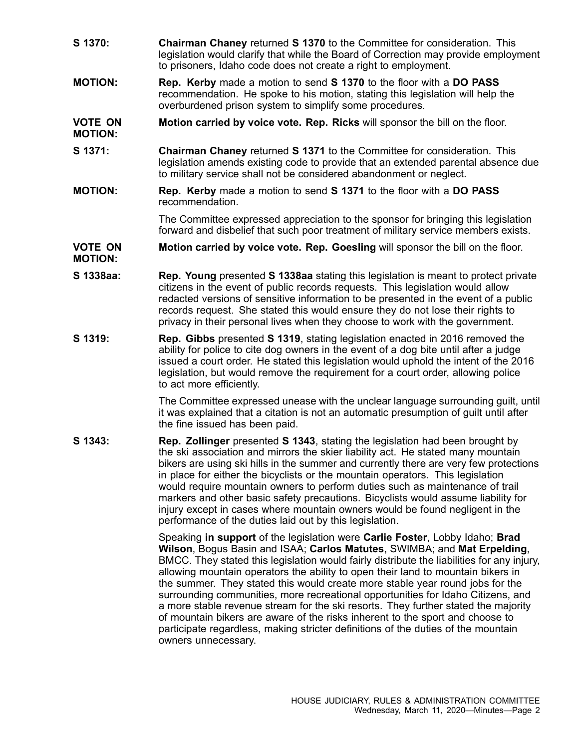**S 1370:** **Chairman Chaney** returned **S 1370** to the Committee for consideration. This legislation would clarify that while the Board of Correction may provide employment to prisoners, Idaho code does not create a right to employment.

**MOTION:** **Rep. Kerby** made a motion to send **S 1370** to the floor with a **DO PASS** recommendation. He spoke to his motion, stating this legislation will help the overburdened prison system to simplify some procedures.

**VOTE ON MOTION:** **Motion carried by voice vote. Rep. Ricks** will sponsor the bill on the floor.

**S 1371:** **Chairman Chaney** returned **S 1371** to the Committee for consideration. This legislation amends existing code to provide that an extended parental absence due to military service shall not be considered abandonment or neglect.

**MOTION:** **Rep. Kerby** made a motion to send **S 1371** to the floor with a **DO PASS** recommendation.

The Committee expressed appreciation to the sponsor for bringing this legislation forward and disbelief that such poor treatment of military service members exists.

**VOTE ON MOTION:** **Motion carried by voice vote. Rep. Goesling** will sponsor the bill on the floor.

**S 1338aa:** **Rep. Young** presented **S 1338aa** stating this legislation is meant to protect private citizens in the event of public records requests. This legislation would allow redacted versions of sensitive information to be presented in the event of a public records request. She stated this would ensure they do not lose their rights to privacy in their personal lives when they choose to work with the government.

**S 1319:** **Rep. Gibbs** presented **S 1319**, stating legislation enacted in 2016 removed the ability for police to cite dog owners in the event of a dog bite until after a judge issued a court order. He stated this legislation would uphold the intent of the 2016 legislation, but would remove the requirement for a court order, allowing police to act more efficiently.

The Committee expressed unease with the unclear language surrounding guilt, until it was explained that a citation is not an automatic presumption of guilt until after the fine issued has been paid.

**S 1343:** **Rep. Zollinger** presented **S 1343**, stating the legislation had been brought by the ski association and mirrors the skier liability act. He stated many mountain bikers are using ski hills in the summer and currently there are very few protections in place for either the bicyclists or the mountain operators. This legislation would require mountain owners to perform duties such as maintenance of trail markers and other basic safety precautions. Bicyclists would assume liability for injury except in cases where mountain owners would be found negligent in the performance of the duties laid out by this legislation.

Speaking **in support** of the legislation were **Carlie Foster**, Lobby Idaho; **Brad Wilson**, Bogus Basin and ISAA; **Carlos Matutes**, SWIMBA; and **Mat Erpelding**, BMCC. They stated this legislation would fairly distribute the liabilities for any injury, allowing mountain operators the ability to open their land to mountain bikers in the summer. They stated this would create more stable year round jobs for the surrounding communities, more recreational opportunities for Idaho Citizens, and a more stable revenue stream for the ski resorts. They further stated the majority of mountain bikers are aware of the risks inherent to the sport and choose to participate regardless, making stricter definitions of the duties of the mountain owners unnecessary.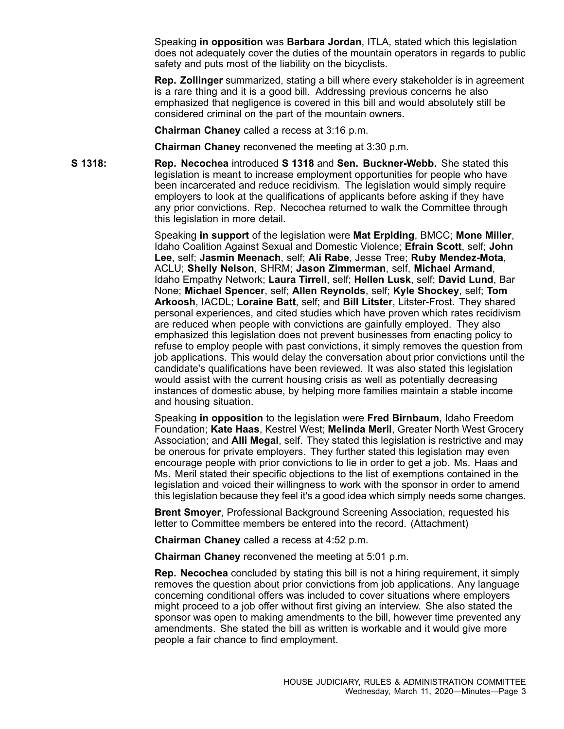Speaking **in opposition** was **Barbara Jordan**, ITLA, stated which this legislation does not adequately cover the duties of the mountain operators in regards to public safety and puts most of the liability on the bicyclists.

**Rep. Zollinger** summarized, stating a bill where every stakeholder is in agreement is a rare thing and it is a good bill. Addressing previous concerns he also emphasized that negligence is covered in this bill and would absolutely still be considered criminal on the part of the mountain owners.

**Chairman Chaney** called a recess at 3:16 p.m.

**Chairman Chaney** reconvened the meeting at 3:30 p.m.

**S 1318:** **Rep. Necochea** introduced **S 1318** and **Sen. Buckner-Webb.** She stated this legislation is meant to increase employment opportunities for people who have been incarcerated and reduce recidivism. The legislation would simply require employers to look at the qualifications of applicants before asking if they have any prior convictions. Rep. Necochea returned to walk the Committee through this legislation in more detail.

Speaking **in support** of the legislation were **Mat Erplding**, BMCC; **Mone Miller**, Idaho Coalition Against Sexual and Domestic Violence; **Efrain Scott**, self; **John Lee**, self; **Jasmin Meenach**, self; **Ali Rabe**, Jesse Tree; **Ruby Mendez-Mota**, ACLU; **Shelly Nelson**, SHRM; **Jason Zimmerman**, self, **Michael Armand**, Idaho Empathy Network; **Laura Tirrell**, self; **Hellen Lusk**, self; **David Lund**, Bar None; **Michael Spencer**, self; **Allen Reynolds**, self; **Kyle Shockey**, self; **Tom Arkoosh**, IACDL; **Loraine Batt**, self; and **Bill Litster**, Litster-Frost. They shared personal experiences, and cited studies which have proven which rates recidivism are reduced when people with convictions are gainfully employed. They also emphasized this legislation does not prevent businesses from enacting policy to refuse to employ people with past convictions, it simply removes the question from job applications. This would delay the conversation about prior convictions until the candidate's qualifications have been reviewed. It was also stated this legislation would assist with the current housing crisis as well as potentially decreasing instances of domestic abuse, by helping more families maintain a stable income and housing situation.

Speaking **in opposition** to the legislation were **Fred Birnbaum**, Idaho Freedom Foundation; **Kate Haas**, Kestrel West; **Melinda Meril**, Greater North West Grocery Association; and **Alli Megal**, self. They stated this legislation is restrictive and may be onerous for private employers. They further stated this legislation may even encourage people with prior convictions to lie in order to get a job. Ms. Haas and Ms. Meril stated their specific objections to the list of exemptions contained in the legislation and voiced their willingness to work with the sponsor in order to amend this legislation because they feel it's a good idea which simply needs some changes.

**Brent Smoyer**, Professional Background Screening Association, requested his letter to Committee members be entered into the record. (Attachment)

**Chairman Chaney** called a recess at 4:52 p.m.

**Chairman Chaney** reconvened the meeting at 5:01 p.m.

**Rep. Necochea** concluded by stating this bill is not a hiring requirement, it simply removes the question about prior convictions from job applications. Any language concerning conditional offers was included to cover situations where employers might proceed to a job offer without first giving an interview. She also stated the sponsor was open to making amendments to the bill, however time prevented any amendments. She stated the bill as written is workable and it would give more people a fair chance to find employment.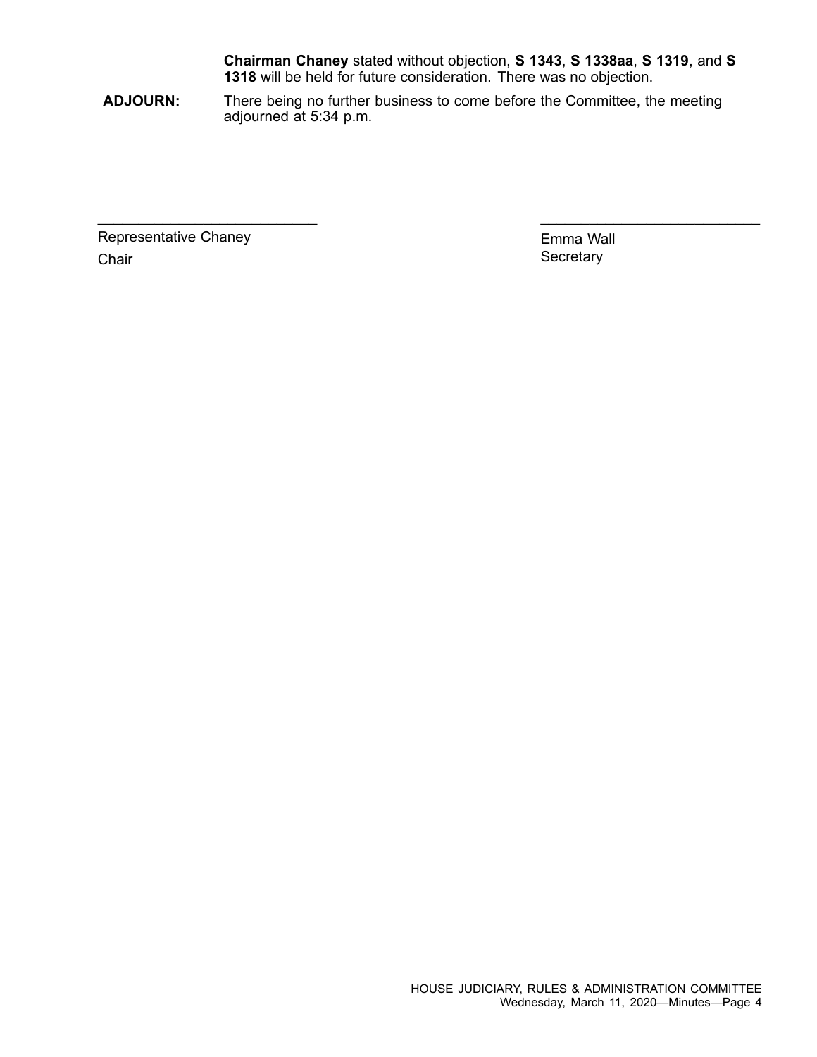**Chairman Chaney** stated without objection, **S 1343**, **S 1338aa**, **S 1319**, and **S 1318** will be held for future consideration. There was no objection.

**ADJOURN:** There being no further business to come before the Committee, the meeting adjourned at 5:34 p.m.

___________________________
Representative Chaney
Chair

___________________________
Emma Wall
Secretary